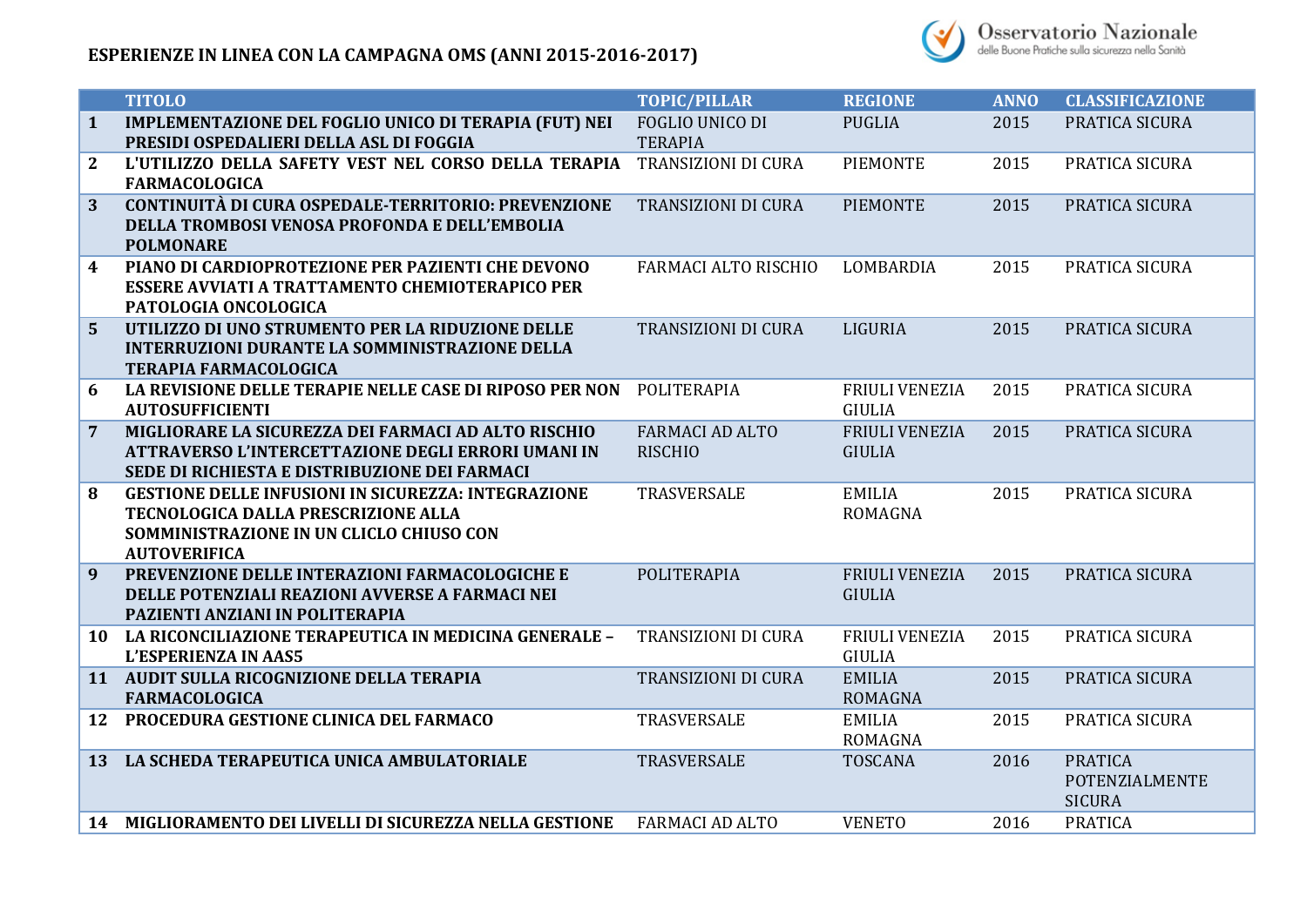# ESPERIENZE IN LINEA CON LA CAMPAGNA OMS (ANNI 2015-2016-2017)

| | TITOLO | TOPIC/PILLAR | REGIONE | ANNO | CLASSIFICAZIONE |
|---|---|---|---|---|---|
| **1** | **IMPLEMENTAZIONE DEL FOGLIO UNICO DI TERAPIA (FUT) NEI PRESIDI OSPEDALIERI DELLA ASL DI FOGGIA** | FOGLIO UNICO DI TERAPIA | PUGLIA | 2015 | PRATICA SICURA |
| **2** | **L'UTILIZZO DELLA SAFETY VEST NEL CORSO DELLA TERAPIA FARMACOLOGICA** | TRANSIZIONI DI CURA | PIEMONTE | 2015 | PRATICA SICURA |
| **3** | **CONTINUITÀ DI CURA OSPEDALE-TERRITORIO: PREVENZIONE DELLA TROMBOSI VENOSA PROFONDA E DELL'EMBOLIA POLMONARE** | TRANSIZIONI DI CURA | PIEMONTE | 2015 | PRATICA SICURA |
| **4** | **PIANO DI CARDIOPROTEZIONE PER PAZIENTI CHE DEVONO ESSERE AVVIATI A TRATTAMENTO CHEMIOTERAPICO PER PATOLOGIA ONCOLOGICA** | FARMACI ALTO RISCHIO | LOMBARDIA | 2015 | PRATICA SICURA |
| **5** | **UTILIZZO DI UNO STRUMENTO PER LA RIDUZIONE DELLE INTERRUZIONI DURANTE LA SOMMINISTRAZIONE DELLA TERAPIA FARMACOLOGICA** | TRANSIZIONI DI CURA | LIGURIA | 2015 | PRATICA SICURA |
| **6** | **LA REVISIONE DELLE TERAPIE NELLE CASE DI RIPOSO PER NON AUTOSUFFICIENTI** | POLITERAPIA | FRIULI VENEZIA GIULIA | 2015 | PRATICA SICURA |
| **7** | **MIGLIORARE LA SICUREZZA DEI FARMACI AD ALTO RISCHIO ATTRAVERSO L'INTERCETTAZIONE DEGLI ERRORI UMANI IN SEDE DI RICHIESTA E DISTRIBUZIONE DEI FARMACI** | FARMACI AD ALTO RISCHIO | FRIULI VENEZIA GIULIA | 2015 | PRATICA SICURA |
| **8** | **GESTIONE DELLE INFUSIONI IN SICUREZZA: INTEGRAZIONE TECNOLOGICA DALLA PRESCRIZIONE ALLA SOMMINISTRAZIONE IN UN CLICLO CHIUSO CON AUTOVERIFICA** | TRASVERSALE | EMILIA ROMAGNA | 2015 | PRATICA SICURA |
| **9** | **PREVENZIONE DELLE INTERAZIONI FARMACOLOGICHE E DELLE POTENZIALI REAZIONI AVVERSE A FARMACI NEI PAZIENTI ANZIANI IN POLITERAPIA** | POLITERAPIA | FRIULI VENEZIA GIULIA | 2015 | PRATICA SICURA |
| **10** | **LA RICONCILIAZIONE TERAPEUTICA IN MEDICINA GENERALE – L'ESPERIENZA IN AAS5** | TRANSIZIONI DI CURA | FRIULI VENEZIA GIULIA | 2015 | PRATICA SICURA |
| **11** | **AUDIT SULLA RICOGNIZIONE DELLA TERAPIA FARMACOLOGICA** | TRANSIZIONI DI CURA | EMILIA ROMAGNA | 2015 | PRATICA SICURA |
| **12** | **PROCEDURA GESTIONE CLINICA DEL FARMACO** | TRASVERSALE | EMILIA ROMAGNA | 2015 | PRATICA SICURA |
| **13** | **LA SCHEDA TERAPEUTICA UNICA AMBULATORIALE** | TRASVERSALE | TOSCANA | 2016 | PRATICA POTENZIALMENTE SICURA |
| **14** | **MIGLIORAMENTO DEI LIVELLI DI SICUREZZA NELLA GESTIONE** | FARMACI AD ALTO | VENETO | 2016 | PRATICA |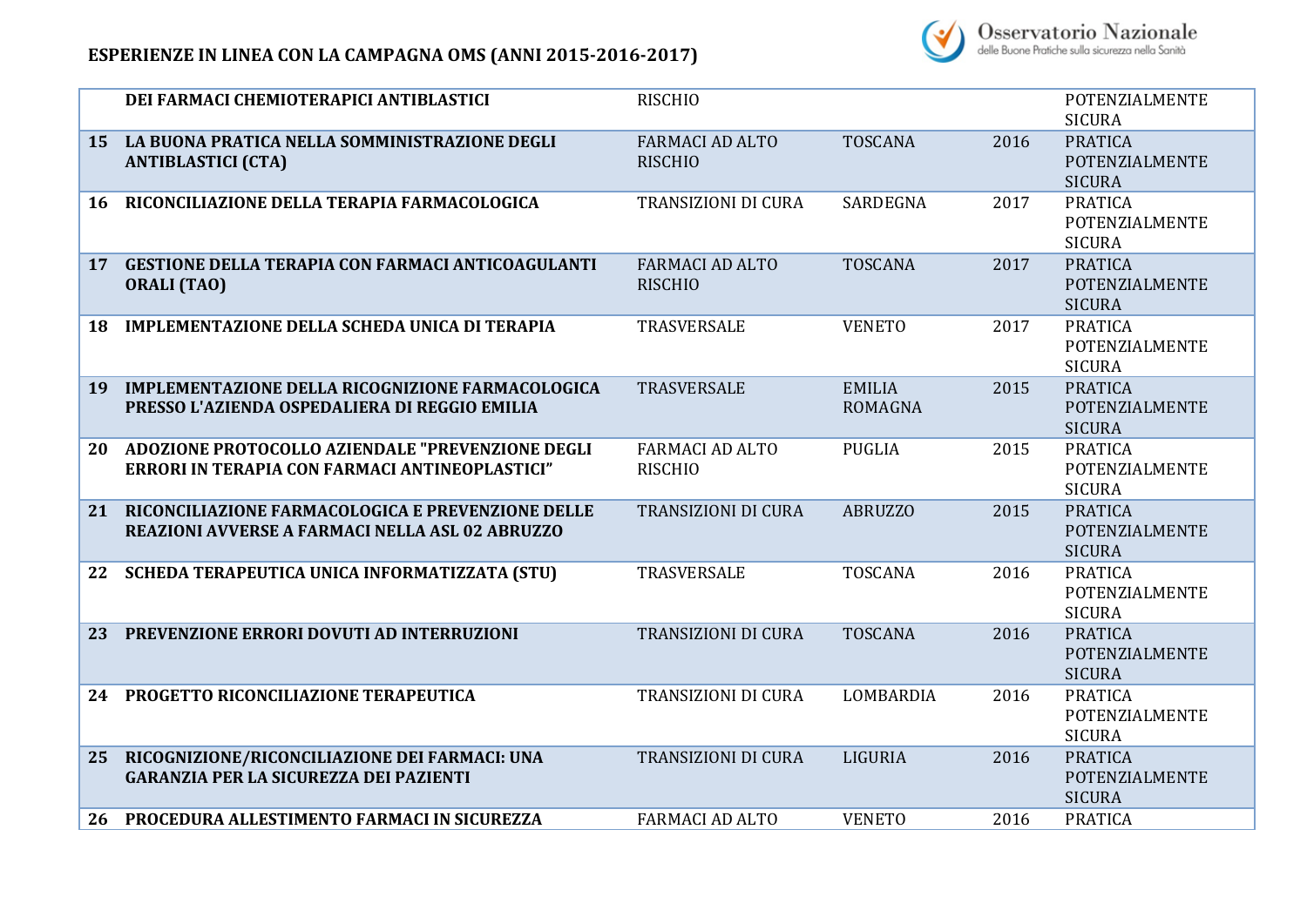## ESPERIENZE IN LINEA CON LA CAMPAGNA OMS (ANNI 2015-2016-2017)

| | | | | | |
|---|---|---|---|---|---|
| | **DEI FARMACI CHEMIOTERAPICI ANTIBLASTICI** | RISCHIO | | | POTENZIALMENTE SICURA |
| **15** | **LA BUONA PRATICA NELLA SOMMINISTRAZIONE DEGLI ANTIBLASTICI (CTA)** | FARMACI AD ALTO RISCHIO | TOSCANA | 2016 | PRATICA POTENZIALMENTE SICURA |
| **16** | **RICONCILIAZIONE DELLA TERAPIA FARMACOLOGICA** | TRANSIZIONI DI CURA | SARDEGNA | 2017 | PRATICA POTENZIALMENTE SICURA |
| **17** | **GESTIONE DELLA TERAPIA CON FARMACI ANTICOAGULANTI ORALI (TAO)** | FARMACI AD ALTO RISCHIO | TOSCANA | 2017 | PRATICA POTENZIALMENTE SICURA |
| **18** | **IMPLEMENTAZIONE DELLA SCHEDA UNICA DI TERAPIA** | TRASVERSALE | VENETO | 2017 | PRATICA POTENZIALMENTE SICURA |
| **19** | **IMPLEMENTAZIONE DELLA RICOGNIZIONE FARMACOLOGICA PRESSO L'AZIENDA OSPEDALIERA DI REGGIO EMILIA** | TRASVERSALE | EMILIA ROMAGNA | 2015 | PRATICA POTENZIALMENTE SICURA |
| **20** | **ADOZIONE PROTOCOLLO AZIENDALE "PREVENZIONE DEGLI ERRORI IN TERAPIA CON FARMACI ANTINEOPLASTICI"** | FARMACI AD ALTO RISCHIO | PUGLIA | 2015 | PRATICA POTENZIALMENTE SICURA |
| **21** | **RICONCILIAZIONE FARMACOLOGICA E PREVENZIONE DELLE REAZIONI AVVERSE A FARMACI NELLA ASL 02 ABRUZZO** | TRANSIZIONI DI CURA | ABRUZZO | 2015 | PRATICA POTENZIALMENTE SICURA |
| **22** | **SCHEDA TERAPEUTICA UNICA INFORMATIZZATA (STU)** | TRASVERSALE | TOSCANA | 2016 | PRATICA POTENZIALMENTE SICURA |
| **23** | **PREVENZIONE ERRORI DOVUTI AD INTERRUZIONI** | TRANSIZIONI DI CURA | TOSCANA | 2016 | PRATICA POTENZIALMENTE SICURA |
| **24** | **PROGETTO RICONCILIAZIONE TERAPEUTICA** | TRANSIZIONI DI CURA | LOMBARDIA | 2016 | PRATICA POTENZIALMENTE SICURA |
| **25** | **RICOGNIZIONE/RICONCILIAZIONE DEI FARMACI: UNA GARANZIA PER LA SICUREZZA DEI PAZIENTI** | TRANSIZIONI DI CURA | LIGURIA | 2016 | PRATICA POTENZIALMENTE SICURA |
| **26** | **PROCEDURA ALLESTIMENTO FARMACI IN SICUREZZA** | FARMACI AD ALTO | VENETO | 2016 | PRATICA |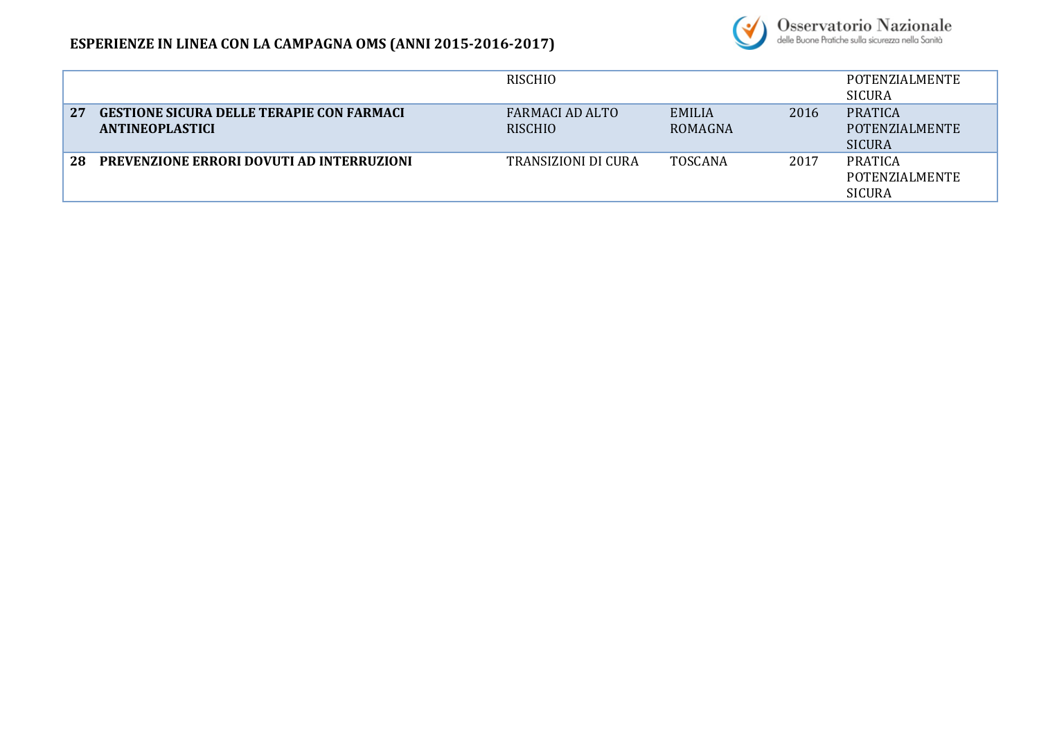| | | | | | |
|---|---|---|---|---|---|
| | | RISCHIO | | | POTENZIALMENTE SICURA |
| **27** | **GESTIONE SICURA DELLE TERAPIE CON FARMACI ANTINEOPLASTICI** | FARMACI AD ALTO RISCHIO | EMILIA ROMAGNA | 2016 | PRATICA POTENZIALMENTE SICURA |
| **28** | **PREVENZIONE ERRORI DOVUTI AD INTERRUZIONI** | TRANSIZIONI DI CURA | TOSCANA | 2017 | PRATICA POTENZIALMENTE SICURA |